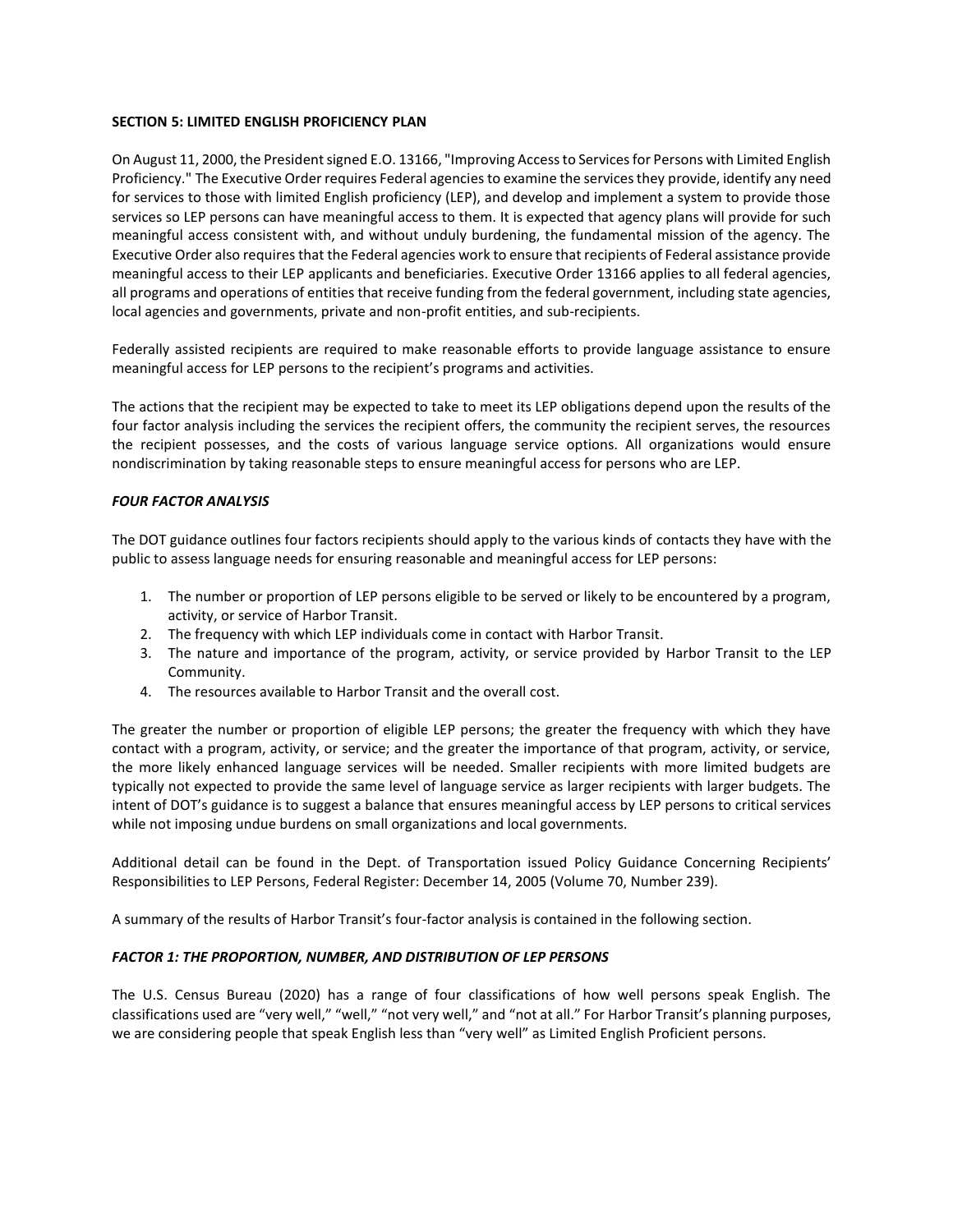## SECTION 5: LIMITED ENGLISH PROFICIENCY PLAN

On August 11, 2000, the President signed E.O. 13166, "Improving Access to Services for Persons with Limited English Proficiency." The Executive Order requires Federal agencies to examine the services they provide, identify any need for services to those with limited English proficiency (LEP), and develop and implement a system to provide those services so LEP persons can have meaningful access to them. It is expected that agency plans will provide for such meaningful access consistent with, and without unduly burdening, the fundamental mission of the agency. The Executive Order also requires that the Federal agencies work to ensure that recipients of Federal assistance provide meaningful access to their LEP applicants and beneficiaries. Executive Order 13166 applies to all federal agencies, all programs and operations of entities that receive funding from the federal government, including state agencies, local agencies and governments, private and non-profit entities, and sub-recipients.

Federally assisted recipients are required to make reasonable efforts to provide language assistance to ensure meaningful access for LEP persons to the recipient's programs and activities.

The actions that the recipient may be expected to take to meet its LEP obligations depend upon the results of the four factor analysis including the services the recipient offers, the community the recipient serves, the resources the recipient possesses, and the costs of various language service options. All organizations would ensure nondiscrimination by taking reasonable steps to ensure meaningful access for persons who are LEP.

### *FOUR FACTOR ANALYSIS*

The DOT guidance outlines four factors recipients should apply to the various kinds of contacts they have with the public to assess language needs for ensuring reasonable and meaningful access for LEP persons:

1. The number or proportion of LEP persons eligible to be served or likely to be encountered by a program, activity, or service of Harbor Transit.
2. The frequency with which LEP individuals come in contact with Harbor Transit.
3. The nature and importance of the program, activity, or service provided by Harbor Transit to the LEP Community.
4. The resources available to Harbor Transit and the overall cost.

The greater the number or proportion of eligible LEP persons; the greater the frequency with which they have contact with a program, activity, or service; and the greater the importance of that program, activity, or service, the more likely enhanced language services will be needed. Smaller recipients with more limited budgets are typically not expected to provide the same level of language service as larger recipients with larger budgets. The intent of DOT's guidance is to suggest a balance that ensures meaningful access by LEP persons to critical services while not imposing undue burdens on small organizations and local governments.

Additional detail can be found in the Dept. of Transportation issued Policy Guidance Concerning Recipients' Responsibilities to LEP Persons, Federal Register: December 14, 2005 (Volume 70, Number 239).

A summary of the results of Harbor Transit's four-factor analysis is contained in the following section.

### *FACTOR 1: THE PROPORTION, NUMBER, AND DISTRIBUTION OF LEP PERSONS*

The U.S. Census Bureau (2020) has a range of four classifications of how well persons speak English. The classifications used are "very well," "well," "not very well," and "not at all." For Harbor Transit's planning purposes, we are considering people that speak English less than "very well" as Limited English Proficient persons.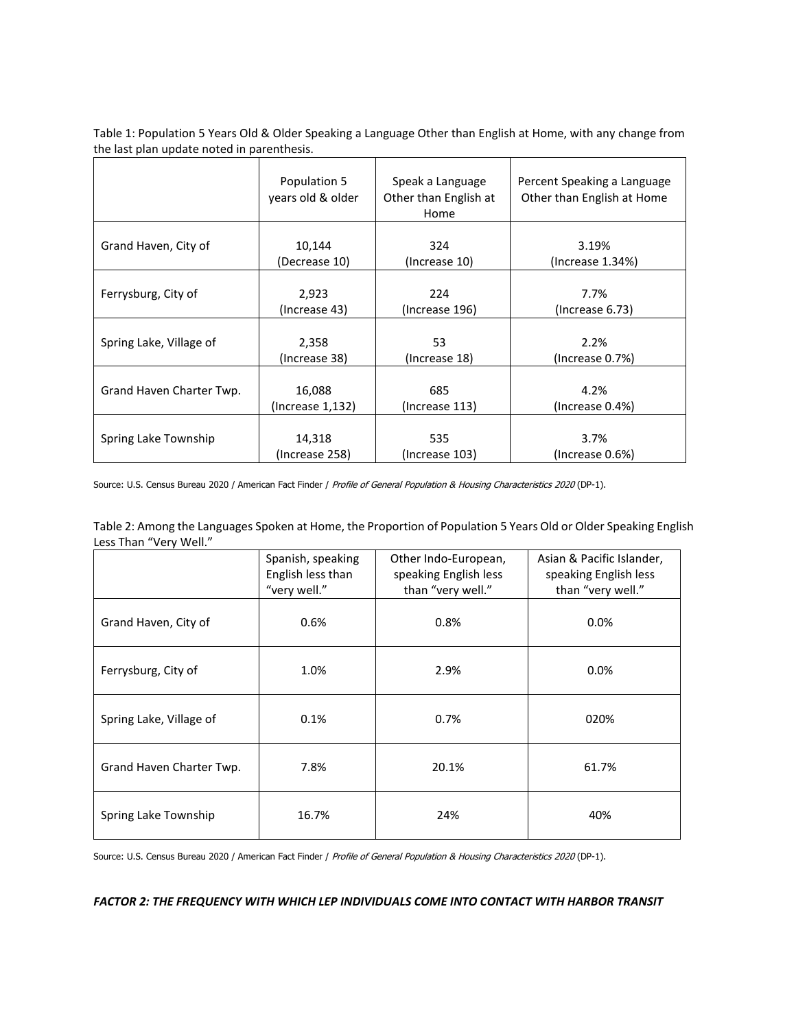Table 1: Population 5 Years Old & Older Speaking a Language Other than English at Home, with any change from the last plan update noted in parenthesis.

| | Population 5 years old & older | Speak a Language Other than English at Home | Percent Speaking a Language Other than English at Home |
|---|---|---|---|
| Grand Haven, City of | 10,144 (Decrease 10) | 324 (Increase 10) | 3.19% (Increase 1.34%) |
| Ferrysburg, City of | 2,923 (Increase 43) | 224 (Increase 196) | 7.7% (Increase 6.73) |
| Spring Lake, Village of | 2,358 (Increase 38) | 53 (Increase 18) | 2.2% (Increase 0.7%) |
| Grand Haven Charter Twp. | 16,088 (Increase 1,132) | 685 (Increase 113) | 4.2% (Increase 0.4%) |
| Spring Lake Township | 14,318 (Increase 258) | 535 (Increase 103) | 3.7% (Increase 0.6%) |

Source: U.S. Census Bureau 2020 / American Fact Finder / *Profile of General Population & Housing Characteristics 2020* (DP-1).

Table 2: Among the Languages Spoken at Home, the Proportion of Population 5 Years Old or Older Speaking English Less Than "Very Well."

| | Spanish, speaking English less than "very well." | Other Indo-European, speaking English less than "very well." | Asian & Pacific Islander, speaking English less than "very well." |
|---|---|---|---|
| Grand Haven, City of | 0.6% | 0.8% | 0.0% |
| Ferrysburg, City of | 1.0% | 2.9% | 0.0% |
| Spring Lake, Village of | 0.1% | 0.7% | 020% |
| Grand Haven Charter Twp. | 7.8% | 20.1% | 61.7% |
| Spring Lake Township | 16.7% | 24% | 40% |

Source: U.S. Census Bureau 2020 / American Fact Finder / *Profile of General Population & Housing Characteristics 2020* (DP-1).

***FACTOR 2: THE FREQUENCY WITH WHICH LEP INDIVIDUALS COME INTO CONTACT WITH HARBOR TRANSIT***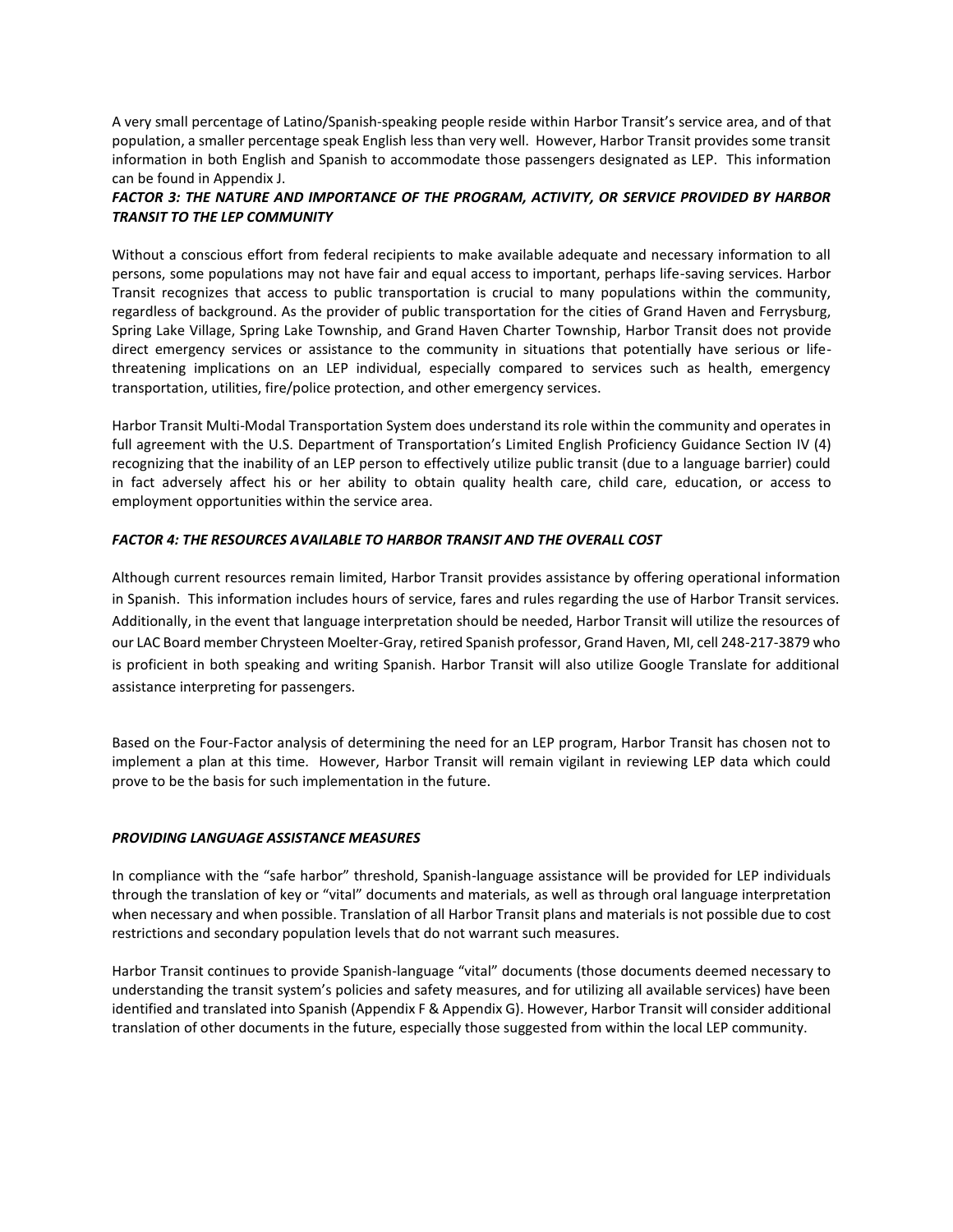A very small percentage of Latino/Spanish-speaking people reside within Harbor Transit's service area, and of that population, a smaller percentage speak English less than very well. However, Harbor Transit provides some transit information in both English and Spanish to accommodate those passengers designated as LEP. This information can be found in Appendix J.

### *FACTOR 3: THE NATURE AND IMPORTANCE OF THE PROGRAM, ACTIVITY, OR SERVICE PROVIDED BY HARBOR TRANSIT TO THE LEP COMMUNITY*

Without a conscious effort from federal recipients to make available adequate and necessary information to all persons, some populations may not have fair and equal access to important, perhaps life-saving services. Harbor Transit recognizes that access to public transportation is crucial to many populations within the community, regardless of background. As the provider of public transportation for the cities of Grand Haven and Ferrysburg, Spring Lake Village, Spring Lake Township, and Grand Haven Charter Township, Harbor Transit does not provide direct emergency services or assistance to the community in situations that potentially have serious or life-threatening implications on an LEP individual, especially compared to services such as health, emergency transportation, utilities, fire/police protection, and other emergency services.

Harbor Transit Multi-Modal Transportation System does understand its role within the community and operates in full agreement with the U.S. Department of Transportation's Limited English Proficiency Guidance Section IV (4) recognizing that the inability of an LEP person to effectively utilize public transit (due to a language barrier) could in fact adversely affect his or her ability to obtain quality health care, child care, education, or access to employment opportunities within the service area.

### *FACTOR 4: THE RESOURCES AVAILABLE TO HARBOR TRANSIT AND THE OVERALL COST*

Although current resources remain limited, Harbor Transit provides assistance by offering operational information in Spanish. This information includes hours of service, fares and rules regarding the use of Harbor Transit services. Additionally, in the event that language interpretation should be needed, Harbor Transit will utilize the resources of our LAC Board member Chrysteen Moelter-Gray, retired Spanish professor, Grand Haven, MI, cell 248-217-3879 who is proficient in both speaking and writing Spanish. Harbor Transit will also utilize Google Translate for additional assistance interpreting for passengers.

Based on the Four-Factor analysis of determining the need for an LEP program, Harbor Transit has chosen not to implement a plan at this time. However, Harbor Transit will remain vigilant in reviewing LEP data which could prove to be the basis for such implementation in the future.

### *PROVIDING LANGUAGE ASSISTANCE MEASURES*

In compliance with the "safe harbor" threshold, Spanish-language assistance will be provided for LEP individuals through the translation of key or "vital" documents and materials, as well as through oral language interpretation when necessary and when possible. Translation of all Harbor Transit plans and materials is not possible due to cost restrictions and secondary population levels that do not warrant such measures.

Harbor Transit continues to provide Spanish-language "vital" documents (those documents deemed necessary to understanding the transit system's policies and safety measures, and for utilizing all available services) have been identified and translated into Spanish (Appendix F & Appendix G). However, Harbor Transit will consider additional translation of other documents in the future, especially those suggested from within the local LEP community.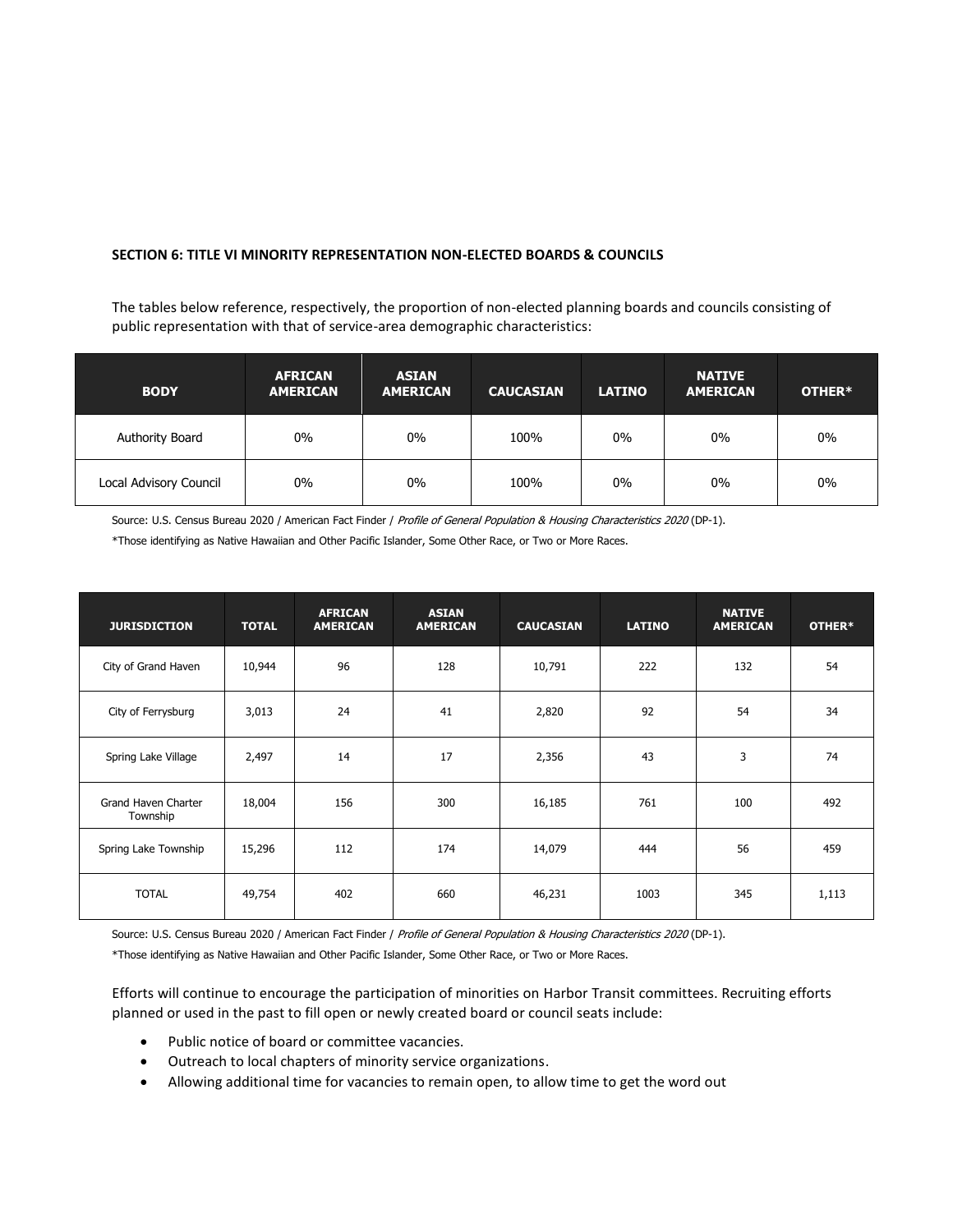**SECTION 6: TITLE VI MINORITY REPRESENTATION NON-ELECTED BOARDS & COUNCILS**

The tables below reference, respectively, the proportion of non-elected planning boards and councils consisting of public representation with that of service-area demographic characteristics:

| BODY | AFRICAN AMERICAN | ASIAN AMERICAN | CAUCASIAN | LATINO | NATIVE AMERICAN | OTHER* |
|---|---|---|---|---|---|---|
| Authority Board | 0% | 0% | 100% | 0% | 0% | 0% |
| Local Advisory Council | 0% | 0% | 100% | 0% | 0% | 0% |

Source: U.S. Census Bureau 2020 / American Fact Finder / *Profile of General Population & Housing Characteristics 2020* (DP-1).

*Those identifying as Native Hawaiian and Other Pacific Islander, Some Other Race, or Two or More Races.

| JURISDICTION | TOTAL | AFRICAN AMERICAN | ASIAN AMERICAN | CAUCASIAN | LATINO | NATIVE AMERICAN | OTHER* |
|---|---|---|---|---|---|---|---|
| City of Grand Haven | 10,944 | 96 | 128 | 10,791 | 222 | 132 | 54 |
| City of Ferrysburg | 3,013 | 24 | 41 | 2,820 | 92 | 54 | 34 |
| Spring Lake Village | 2,497 | 14 | 17 | 2,356 | 43 | 3 | 74 |
| Grand Haven Charter Township | 18,004 | 156 | 300 | 16,185 | 761 | 100 | 492 |
| Spring Lake Township | 15,296 | 112 | 174 | 14,079 | 444 | 56 | 459 |
| TOTAL | 49,754 | 402 | 660 | 46,231 | 1003 | 345 | 1,113 |

Source: U.S. Census Bureau 2020 / American Fact Finder / *Profile of General Population & Housing Characteristics 2020* (DP-1).

*Those identifying as Native Hawaiian and Other Pacific Islander, Some Other Race, or Two or More Races.

Efforts will continue to encourage the participation of minorities on Harbor Transit committees. Recruiting efforts planned or used in the past to fill open or newly created board or council seats include:

- Public notice of board or committee vacancies.
- Outreach to local chapters of minority service organizations.
- Allowing additional time for vacancies to remain open, to allow time to get the word out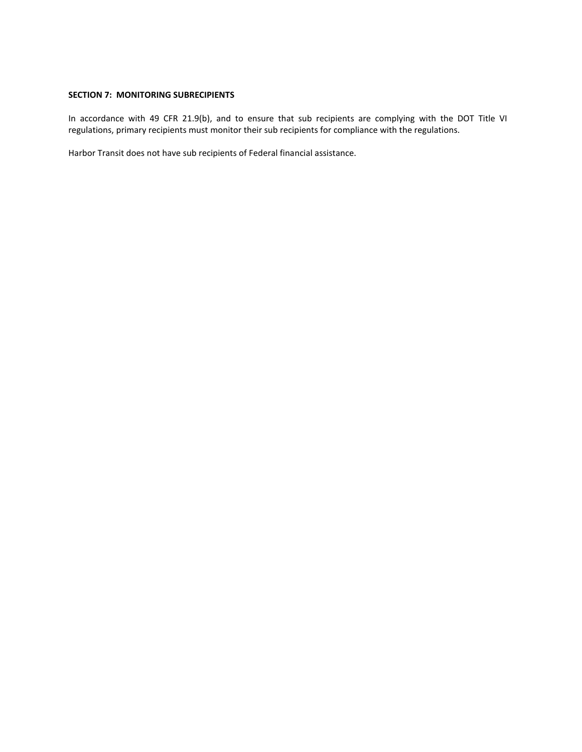**SECTION 7: MONITORING SUBRECIPIENTS**

In accordance with 49 CFR 21.9(b), and to ensure that sub recipients are complying with the DOT Title VI regulations, primary recipients must monitor their sub recipients for compliance with the regulations.

Harbor Transit does not have sub recipients of Federal financial assistance.